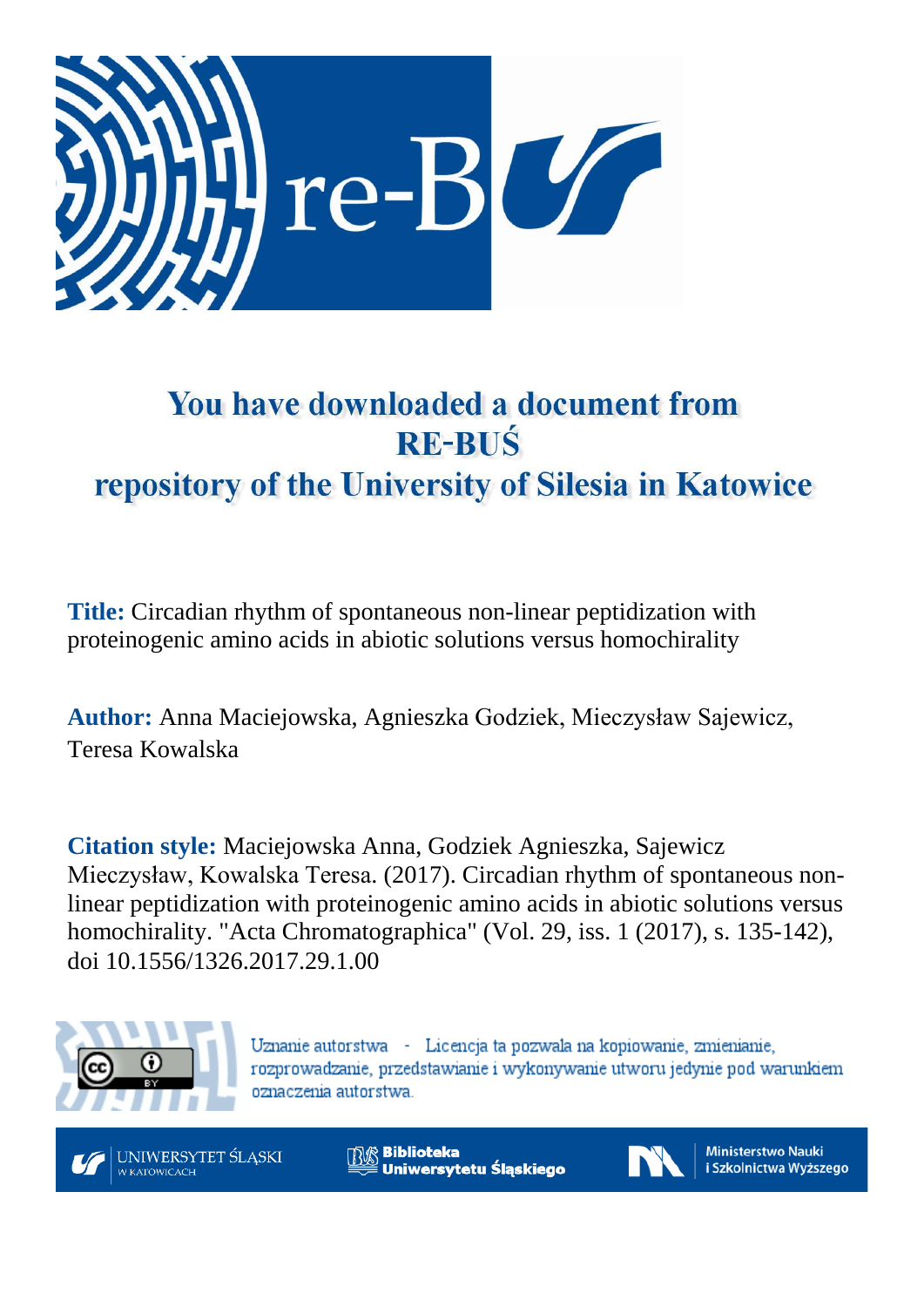# You have downloaded a document from RE-BUŚ repository of the University of Silesia in Katowice

**Title:** Circadian rhythm of spontaneous non-linear peptidization with proteinogenic amino acids in abiotic solutions versus homochirality

**Author:** Anna Maciejowska, Agnieszka Godziek, Mieczysław Sajewicz, Teresa Kowalska

**Citation style:** Maciejowska Anna, Godziek Agnieszka, Sajewicz Mieczysław, Kowalska Teresa. (2017). Circadian rhythm of spontaneous non-linear peptidization with proteinogenic amino acids in abiotic solutions versus homochirality. "Acta Chromatographica" (Vol. 29, iss. 1 (2017), s. 135-142), doi 10.1556/1326.2017.29.1.00

Uznanie autorstwa - Licencja ta pozwala na kopiowanie, zmienianie, rozprowadzanie, przedstawianie i wykonywanie utworu jedynie pod warunkiem oznaczenia autorstwa.

UNIWERSYTET ŚLĄSKI W KATOWICACH

Biblioteka Uniwersytetu Śląskiego

Ministerstwo Nauki i Szkolnictwa Wyższego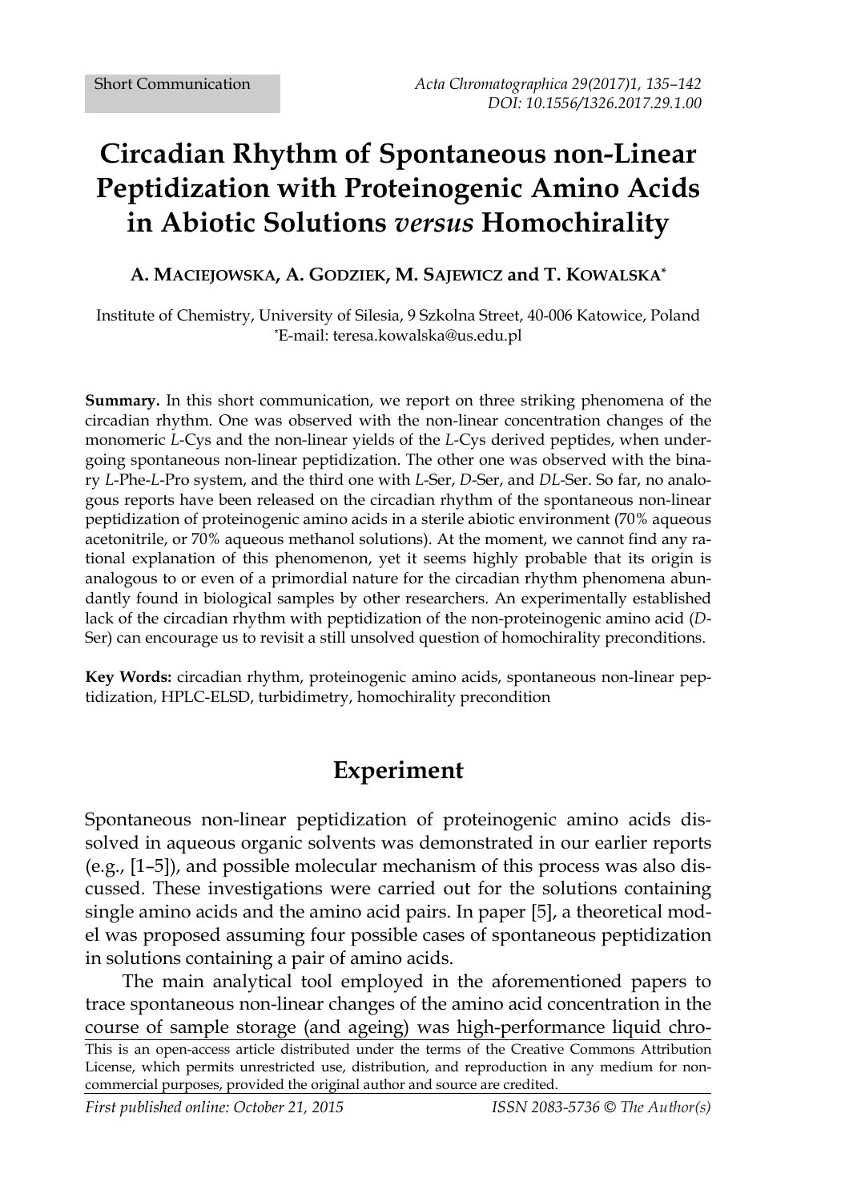Short Communication

# Circadian Rhythm of Spontaneous non-Linear Peptidization with Proteinogenic Amino Acids in Abiotic Solutions *versus* Homochirality

**A. Maciejowska, A. Godziek, M. Sajewicz and T. Kowalska***

Institute of Chemistry, University of Silesia, 9 Szkolna Street, 40-006 Katowice, Poland
*E-mail: teresa.kowalska@us.edu.pl

**Summary.** In this short communication, we report on three striking phenomena of the circadian rhythm. One was observed with the non-linear concentration changes of the monomeric *L*-Cys and the non-linear yields of the *L*-Cys derived peptides, when undergoing spontaneous non-linear peptidization. The other one was observed with the binary *L*-Phe-*L*-Pro system, and the third one with *L*-Ser, *D*-Ser, and *DL*-Ser. So far, no analogous reports have been released on the circadian rhythm of the spontaneous non-linear peptidization of proteinogenic amino acids in a sterile abiotic environment (70% aqueous acetonitrile, or 70% aqueous methanol solutions). At the moment, we cannot find any rational explanation of this phenomenon, yet it seems highly probable that its origin is analogous to or even of a primordial nature for the circadian rhythm phenomena abundantly found in biological samples by other researchers. An experimentally established lack of the circadian rhythm with peptidization of the non-proteinogenic amino acid (*D*-Ser) can encourage us to revisit a still unsolved question of homochirality preconditions.

**Key Words:** circadian rhythm, proteinogenic amino acids, spontaneous non-linear peptidization, HPLC-ELSD, turbidimetry, homochirality precondition

## Experiment

Spontaneous non-linear peptidization of proteinogenic amino acids dissolved in aqueous organic solvents was demonstrated in our earlier reports (e.g., [1–5]), and possible molecular mechanism of this process was also discussed. These investigations were carried out for the solutions containing single amino acids and the amino acid pairs. In paper [5], a theoretical model was proposed assuming four possible cases of spontaneous peptidization in solutions containing a pair of amino acids.

The main analytical tool employed in the aforementioned papers to trace spontaneous non-linear changes of the amino acid concentration in the course of sample storage (and ageing) was high-performance liquid chro-

This is an open-access article distributed under the terms of the Creative Commons Attribution License, which permits unrestricted use, distribution, and reproduction in any medium for non-commercial purposes, provided the original author and source are credited.

*First published online: October 21, 2015* ISSN 2083-5736 © *The Author(s)*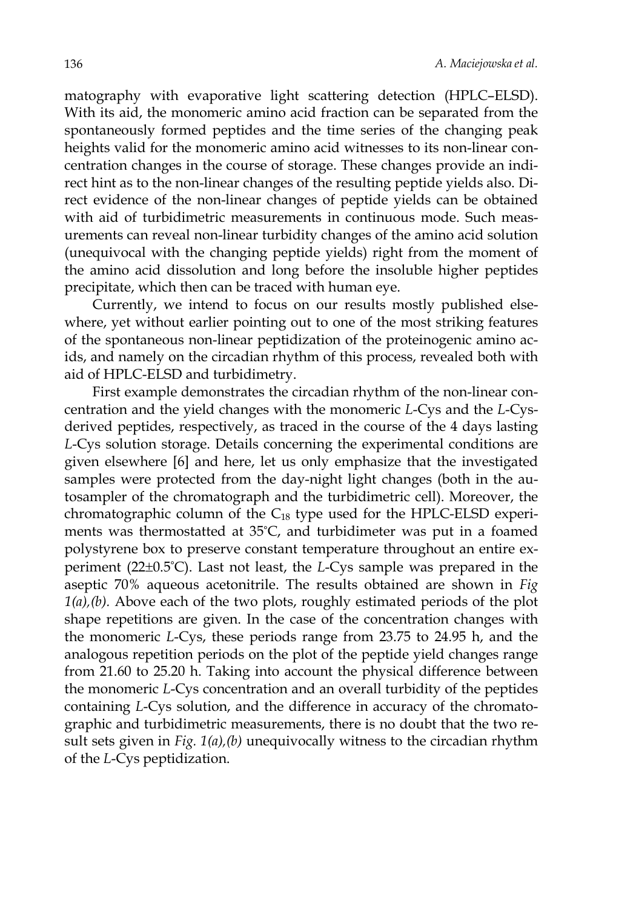matography with evaporative light scattering detection (HPLC–ELSD). With its aid, the monomeric amino acid fraction can be separated from the spontaneously formed peptides and the time series of the changing peak heights valid for the monomeric amino acid witnesses to its non-linear concentration changes in the course of storage. These changes provide an indirect hint as to the non-linear changes of the resulting peptide yields also. Direct evidence of the non-linear changes of peptide yields can be obtained with aid of turbidimetric measurements in continuous mode. Such measurements can reveal non-linear turbidity changes of the amino acid solution (unequivocal with the changing peptide yields) right from the moment of the amino acid dissolution and long before the insoluble higher peptides precipitate, which then can be traced with human eye.

Currently, we intend to focus on our results mostly published elsewhere, yet without earlier pointing out to one of the most striking features of the spontaneous non-linear peptidization of the proteinogenic amino acids, and namely on the circadian rhythm of this process, revealed both with aid of HPLC-ELSD and turbidimetry.

First example demonstrates the circadian rhythm of the non-linear concentration and the yield changes with the monomeric *L*-Cys and the *L*-Cys-derived peptides, respectively, as traced in the course of the 4 days lasting *L*-Cys solution storage. Details concerning the experimental conditions are given elsewhere [6] and here, let us only emphasize that the investigated samples were protected from the day-night light changes (both in the autosampler of the chromatograph and the turbidimetric cell). Moreover, the chromatographic column of the $C_{18}$ type used for the HPLC-ELSD experiments was thermostatted at 35°C, and turbidimeter was put in a foamed polystyrene box to preserve constant temperature throughout an entire experiment (22±0.5°C). Last not least, the *L*-Cys sample was prepared in the aseptic 70% aqueous acetonitrile. The results obtained are shown in *Fig 1(a),(b).* Above each of the two plots, roughly estimated periods of the plot shape repetitions are given. In the case of the concentration changes with the monomeric *L*-Cys, these periods range from 23.75 to 24.95 h, and the analogous repetition periods on the plot of the peptide yield changes range from 21.60 to 25.20 h. Taking into account the physical difference between the monomeric *L*-Cys concentration and an overall turbidity of the peptides containing *L*-Cys solution, and the difference in accuracy of the chromatographic and turbidimetric measurements, there is no doubt that the two result sets given in *Fig. 1(a),(b)* unequivocally witness to the circadian rhythm of the *L*-Cys peptidization.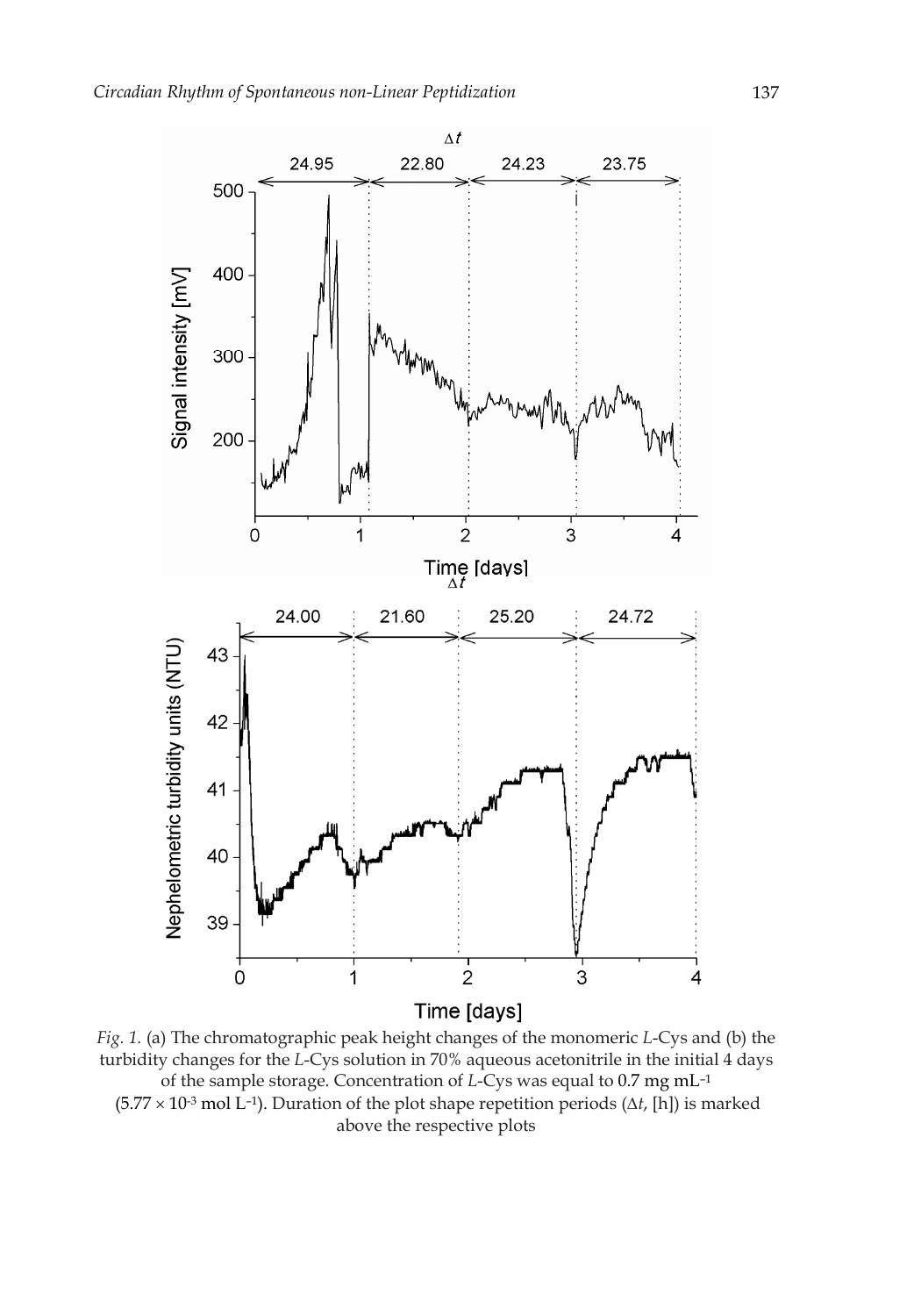*Fig. 1.* (a) The chromatographic peak height changes of the monomeric *L*-Cys and (b) the turbidity changes for the *L*-Cys solution in 70% aqueous acetonitrile in the initial 4 days of the sample storage. Concentration of *L*-Cys was equal to 0.7 mg mL$^{-1}$ ($5.77 \times 10^{-3}$ mol L$^{-1}$). Duration of the plot shape repetition periods ($\Delta t$, [h]) is marked above the respective plots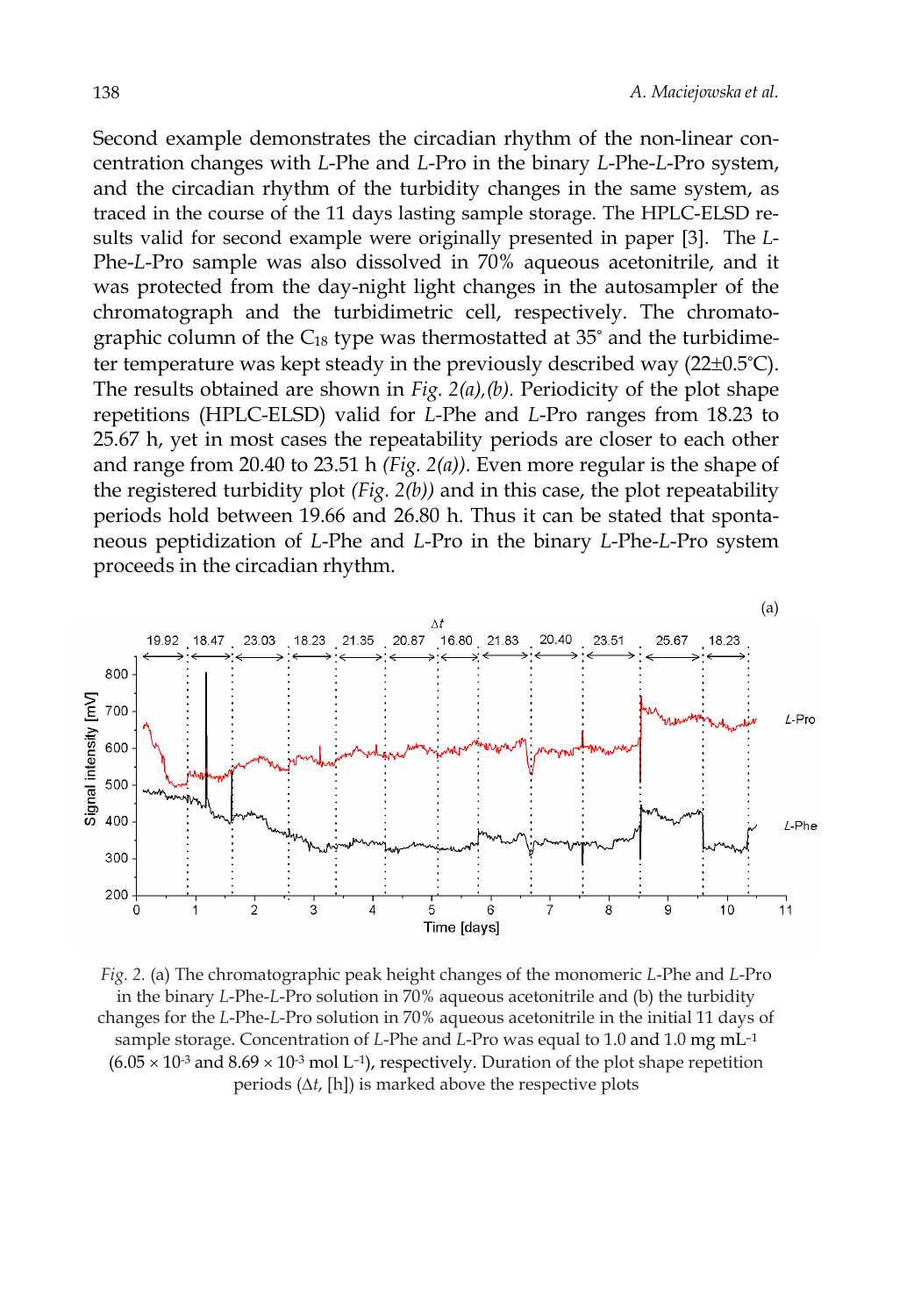Second example demonstrates the circadian rhythm of the non-linear concentration changes with *L*-Phe and *L*-Pro in the binary *L*-Phe-*L*-Pro system, and the circadian rhythm of the turbidity changes in the same system, as traced in the course of the 11 days lasting sample storage. The HPLC-ELSD results valid for second example were originally presented in paper [3]. The *L*-Phe-*L*-Pro sample was also dissolved in 70% aqueous acetonitrile, and it was protected from the day-night light changes in the autosampler of the chromatograph and the turbidimetric cell, respectively. The chromatographic column of the $C_{18}$ type was thermostatted at 35° and the turbidimeter temperature was kept steady in the previously described way (22±0.5°C). The results obtained are shown in *Fig. 2(a),(b).* Periodicity of the plot shape repetitions (HPLC-ELSD) valid for *L*-Phe and *L*-Pro ranges from 18.23 to 25.67 h, yet in most cases the repeatability periods are closer to each other and range from 20.40 to 23.51 h *(Fig. 2(a)).* Even more regular is the shape of the registered turbidity plot *(Fig. 2(b))* and in this case, the plot repeatability periods hold between 19.66 and 26.80 h. Thus it can be stated that spontaneous peptidization of *L*-Phe and *L*-Pro in the binary *L*-Phe-*L*-Pro system proceeds in the circadian rhythm.

*Fig. 2.* (a) The chromatographic peak height changes of the monomeric *L*-Phe and *L*-Pro in the binary *L*-Phe-*L*-Pro solution in 70% aqueous acetonitrile and (b) the turbidity changes for the *L*-Phe-*L*-Pro solution in 70% aqueous acetonitrile in the initial 11 days of sample storage. Concentration of *L*-Phe and *L*-Pro was equal to 1.0 and 1.0 mg mL$^{-1}$ ($6.05 \times 10^{-3}$ and $8.69 \times 10^{-3}$ mol L$^{-1}$), respectively. Duration of the plot shape repetition periods ($\Delta t$, [h]) is marked above the respective plots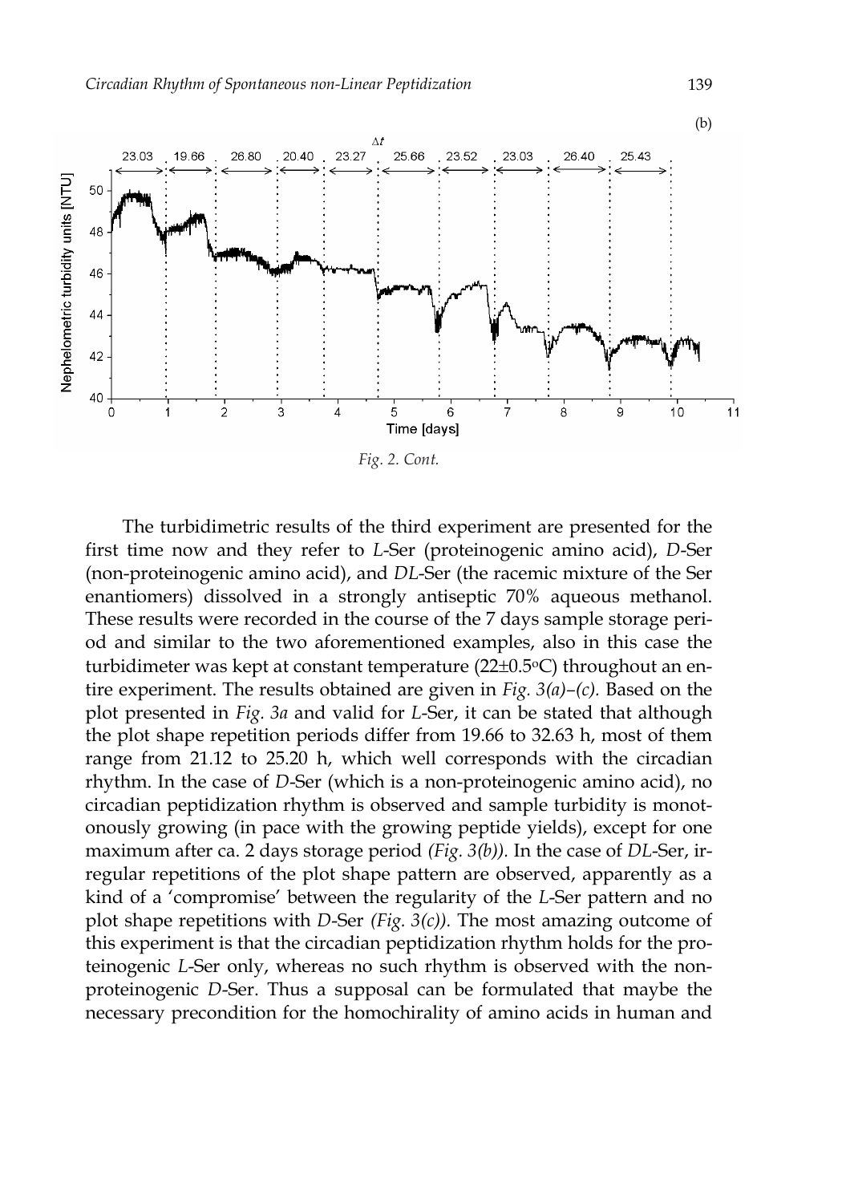*Fig. 2. Cont.*

The turbidimetric results of the third experiment are presented for the first time now and they refer to *L*-Ser (proteinogenic amino acid), *D*-Ser (non-proteinogenic amino acid), and *DL*-Ser (the racemic mixture of the Ser enantiomers) dissolved in a strongly antiseptic 70% aqueous methanol. These results were recorded in the course of the 7 days sample storage period and similar to the two aforementioned examples, also in this case the turbidimeter was kept at constant temperature (22±0.5°C) throughout an entire experiment. The results obtained are given in *Fig. 3(a)–(c).* Based on the plot presented in *Fig. 3a* and valid for *L*-Ser, it can be stated that although the plot shape repetition periods differ from 19.66 to 32.63 h, most of them range from 21.12 to 25.20 h, which well corresponds with the circadian rhythm. In the case of *D*-Ser (which is a non-proteinogenic amino acid), no circadian peptidization rhythm is observed and sample turbidity is monotonously growing (in pace with the growing peptide yields), except for one maximum after ca. 2 days storage period *(Fig. 3(b)).* In the case of *DL*-Ser, irregular repetitions of the plot shape pattern are observed, apparently as a kind of a 'compromise' between the regularity of the *L*-Ser pattern and no plot shape repetitions with *D*-Ser *(Fig. 3(c)).* The most amazing outcome of this experiment is that the circadian peptidization rhythm holds for the proteinogenic *L*-Ser only, whereas no such rhythm is observed with the non-proteinogenic *D*-Ser. Thus a supposal can be formulated that maybe the necessary precondition for the homochirality of amino acids in human and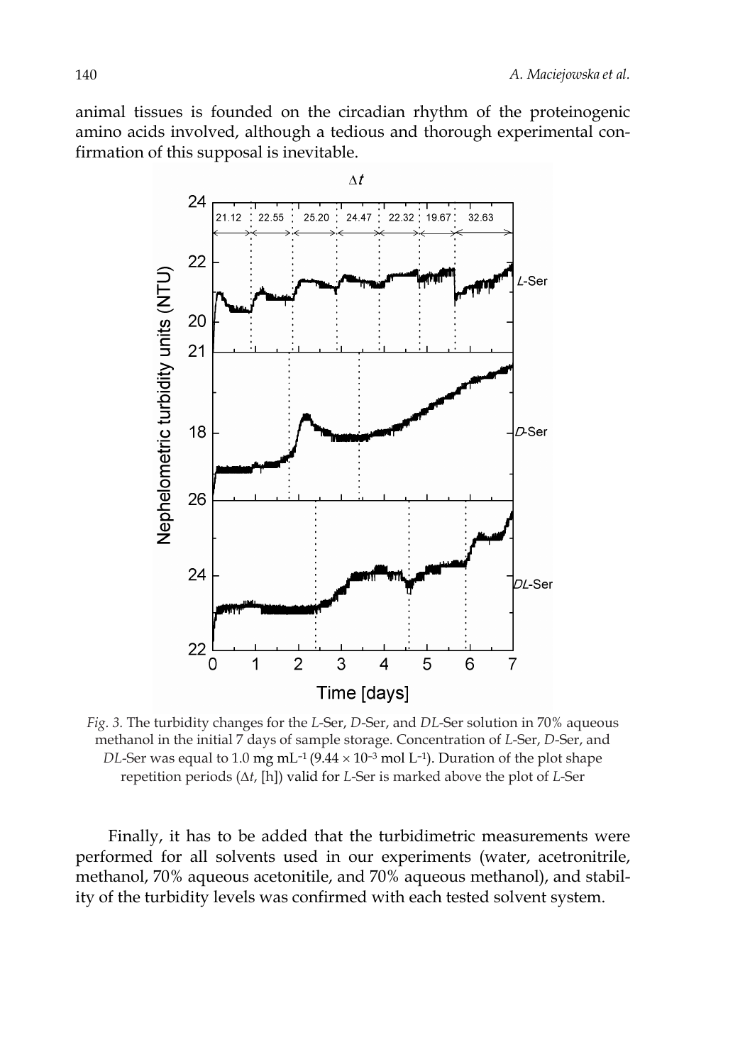animal tissues is founded on the circadian rhythm of the proteinogenic amino acids involved, although a tedious and thorough experimental confirmation of this supposal is inevitable.

*Fig. 3.* The turbidity changes for the *L*-Ser, *D*-Ser, and *DL*-Ser solution in 70% aqueous methanol in the initial 7 days of sample storage. Concentration of *L*-Ser, *D*-Ser, and *DL*-Ser was equal to 1.0 mg mL$^{-1}$ ($9.44 \times 10^{-3}$ mol L$^{-1}$). Duration of the plot shape repetition periods ($\Delta t$, [h]) valid for *L*-Ser is marked above the plot of *L*-Ser

Finally, it has to be added that the turbidimetric measurements were performed for all solvents used in our experiments (water, acetronitrile, methanol, 70% aqueous acetonitile, and 70% aqueous methanol), and stability of the turbidity levels was confirmed with each tested solvent system.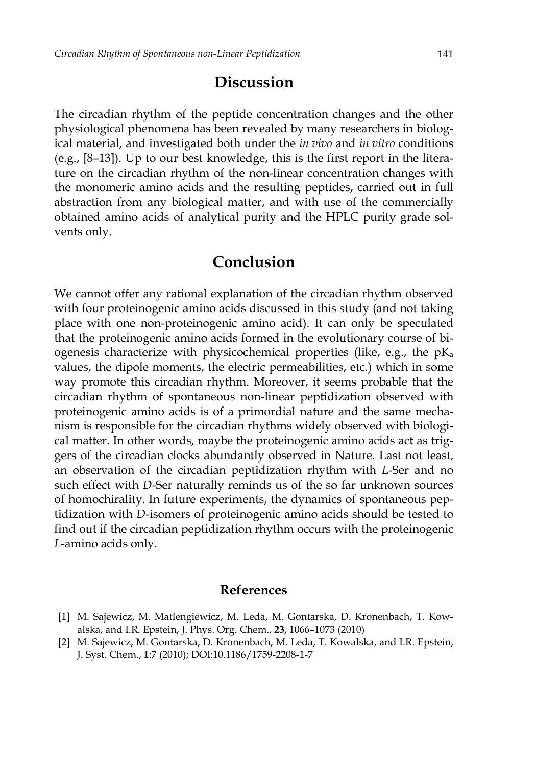## Discussion

The circadian rhythm of the peptide concentration changes and the other physiological phenomena has been revealed by many researchers in biological material, and investigated both under the *in vivo* and *in vitro* conditions (e.g., [8–13]). Up to our best knowledge, this is the first report in the literature on the circadian rhythm of the non-linear concentration changes with the monomeric amino acids and the resulting peptides, carried out in full abstraction from any biological matter, and with use of the commercially obtained amino acids of analytical purity and the HPLC purity grade solvents only.

## Conclusion

We cannot offer any rational explanation of the circadian rhythm observed with four proteinogenic amino acids discussed in this study (and not taking place with one non-proteinogenic amino acid). It can only be speculated that the proteinogenic amino acids formed in the evolutionary course of biogenesis characterize with physicochemical properties (like, e.g., the $pK_a$ values, the dipole moments, the electric permeabilities, etc.) which in some way promote this circadian rhythm. Moreover, it seems probable that the circadian rhythm of spontaneous non-linear peptidization observed with proteinogenic amino acids is of a primordial nature and the same mechanism is responsible for the circadian rhythms widely observed with biological matter. In other words, maybe the proteinogenic amino acids act as triggers of the circadian clocks abundantly observed in Nature. Last not least, an observation of the circadian peptidization rhythm with *L*-Ser and no such effect with *D*-Ser naturally reminds us of the so far unknown sources of homochirality. In future experiments, the dynamics of spontaneous peptidization with *D*-isomers of proteinogenic amino acids should be tested to find out if the circadian peptidization rhythm occurs with the proteinogenic *L*-amino acids only.

### References

[1] M. Sajewicz, M. Matlengiewicz, M. Leda, M. Gontarska, D. Kronenbach, T. Kowalska, and I.R. Epstein, J. Phys. Org. Chem., **23,** 1066–1073 (2010)

[2] M. Sajewicz, M. Gontarska, D. Kronenbach, M. Leda, T. Kowalska, and I.R. Epstein, J. Syst. Chem., **1**:7 (2010); DOI:10.1186/1759-2208-1-7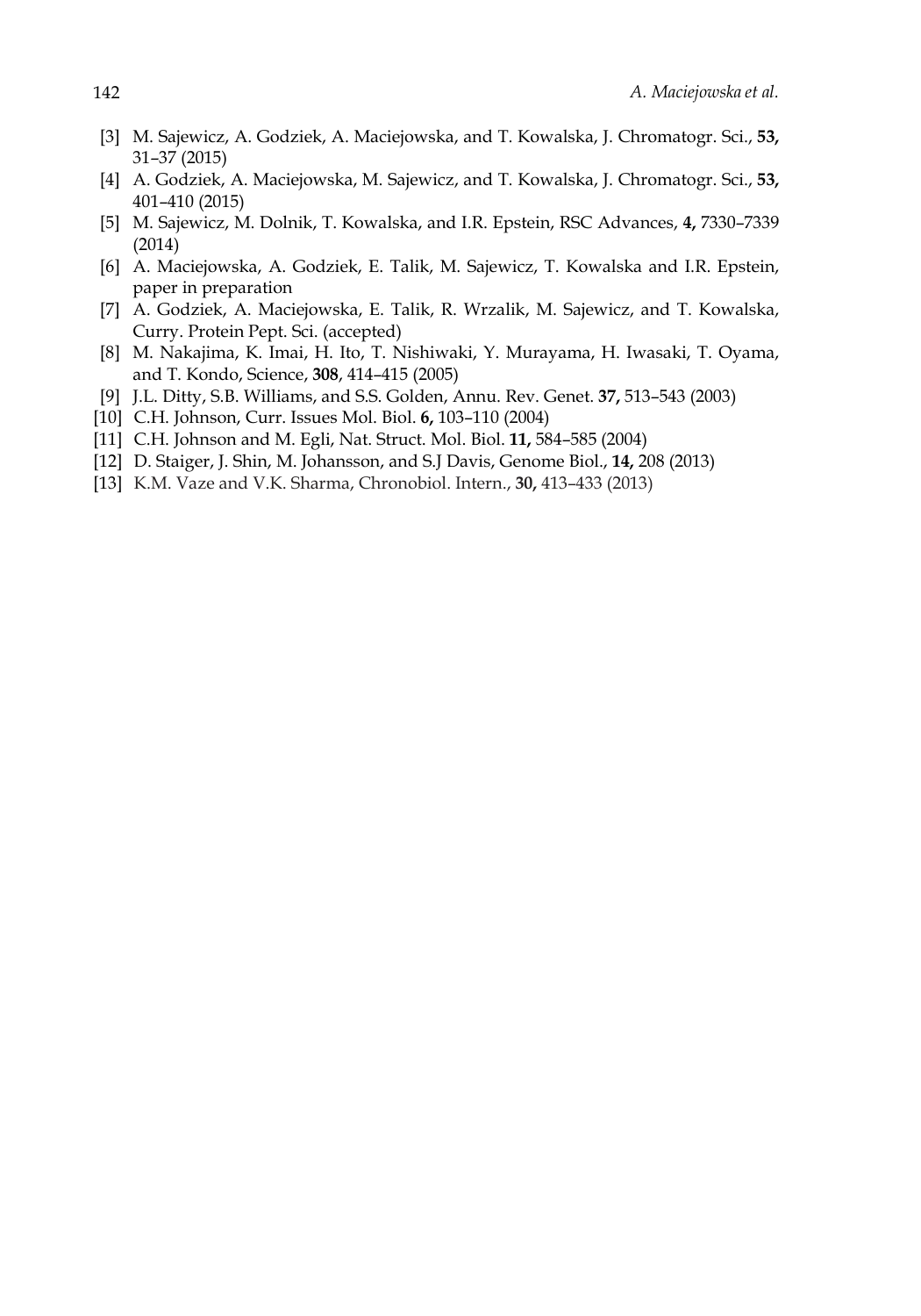[3] M. Sajewicz, A. Godziek, A. Maciejowska, and T. Kowalska, J. Chromatogr. Sci., **53,** 31–37 (2015)

[4] A. Godziek, A. Maciejowska, M. Sajewicz, and T. Kowalska, J. Chromatogr. Sci., **53,** 401–410 (2015)

[5] M. Sajewicz, M. Dolnik, T. Kowalska, and I.R. Epstein, RSC Advances, **4,** 7330–7339 (2014)

[6] A. Maciejowska, A. Godziek, E. Talik, M. Sajewicz, T. Kowalska and I.R. Epstein, paper in preparation

[7] A. Godziek, A. Maciejowska, E. Talik, R. Wrzalik, M. Sajewicz, and T. Kowalska, Curry. Protein Pept. Sci. (accepted)

[8] M. Nakajima, K. Imai, H. Ito, T. Nishiwaki, Y. Murayama, H. Iwasaki, T. Oyama, and T. Kondo, Science, **308**, 414–415 (2005)

[9] J.L. Ditty, S.B. Williams, and S.S. Golden, Annu. Rev. Genet. **37,** 513–543 (2003)

[10] C.H. Johnson, Curr. Issues Mol. Biol. **6,** 103–110 (2004)

[11] C.H. Johnson and M. Egli, Nat. Struct. Mol. Biol. **11,** 584–585 (2004)

[12] D. Staiger, J. Shin, M. Johansson, and S.J Davis, Genome Biol., **14,** 208 (2013)

[13] K.M. Vaze and V.K. Sharma, Chronobiol. Intern., **30,** 413–433 (2013)